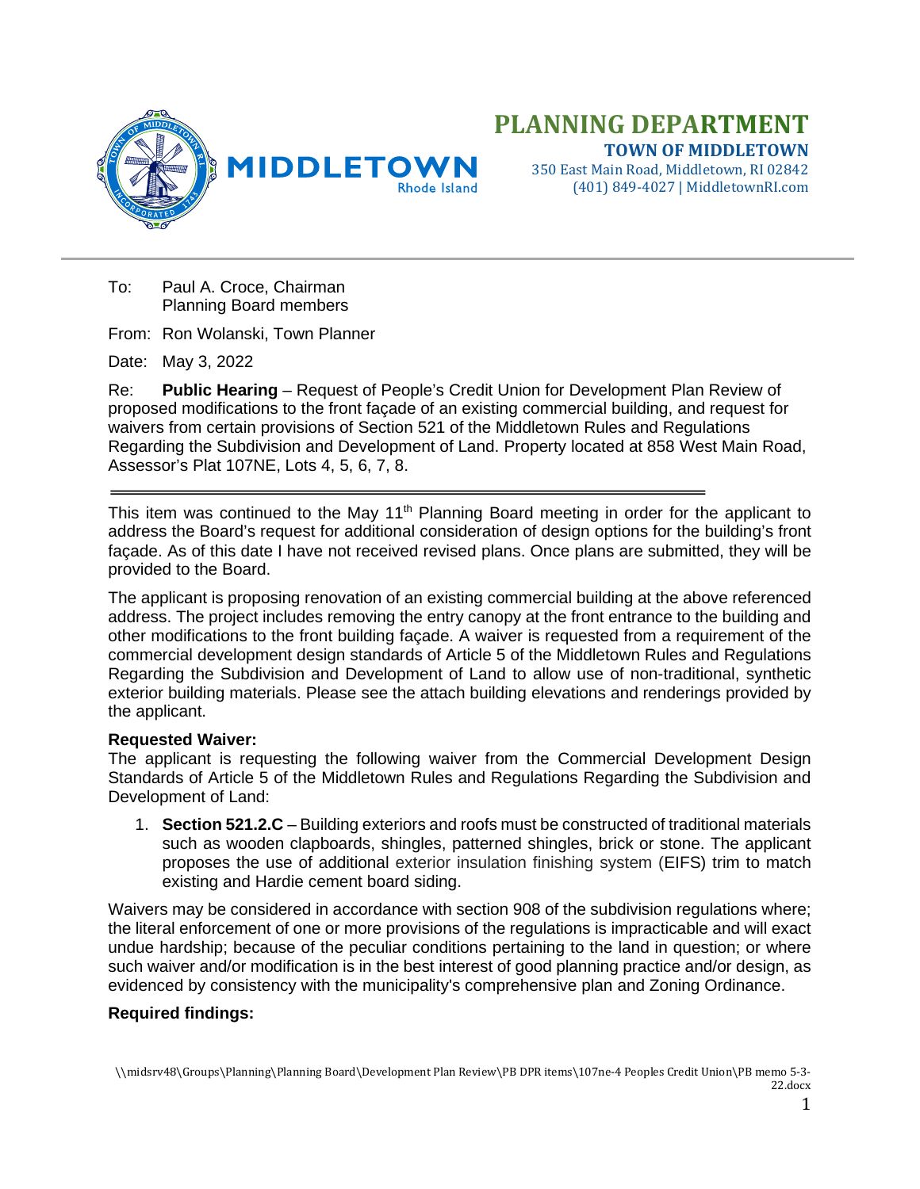# PLANNING DEPARTMENT

**TOWN OF MIDDLETOWN**
350 East Main Road, Middletown, RI 02842
(401) 849-4027 | MiddletownRI.com

MIDDLETOWN Rhode Island

---

To: Paul A. Croce, Chairman
Planning Board members

From: Ron Wolanski, Town Planner

Date: May 3, 2022

Re: **Public Hearing** – Request of People's Credit Union for Development Plan Review of proposed modifications to the front façade of an existing commercial building, and request for waivers from certain provisions of Section 521 of the Middletown Rules and Regulations Regarding the Subdivision and Development of Land. Property located at 858 West Main Road, Assessor's Plat 107NE, Lots 4, 5, 6, 7, 8.

---

This item was continued to the May 11th Planning Board meeting in order for the applicant to address the Board's request for additional consideration of design options for the building's front façade. As of this date I have not received revised plans. Once plans are submitted, they will be provided to the Board.

The applicant is proposing renovation of an existing commercial building at the above referenced address. The project includes removing the entry canopy at the front entrance to the building and other modifications to the front building façade. A waiver is requested from a requirement of the commercial development design standards of Article 5 of the Middletown Rules and Regulations Regarding the Subdivision and Development of Land to allow use of non-traditional, synthetic exterior building materials. Please see the attach building elevations and renderings provided by the applicant.

**Requested Waiver:**
The applicant is requesting the following waiver from the Commercial Development Design Standards of Article 5 of the Middletown Rules and Regulations Regarding the Subdivision and Development of Land:

1. **Section 521.2.C** – Building exteriors and roofs must be constructed of traditional materials such as wooden clapboards, shingles, patterned shingles, brick or stone. The applicant proposes the use of additional exterior insulation finishing system (EIFS) trim to match existing and Hardie cement board siding.

Waivers may be considered in accordance with section 908 of the subdivision regulations where; the literal enforcement of one or more provisions of the regulations is impracticable and will exact undue hardship; because of the peculiar conditions pertaining to the land in question; or where such waiver and/or modification is in the best interest of good planning practice and/or design, as evidenced by consistency with the municipality's comprehensive plan and Zoning Ordinance.

**Required findings:**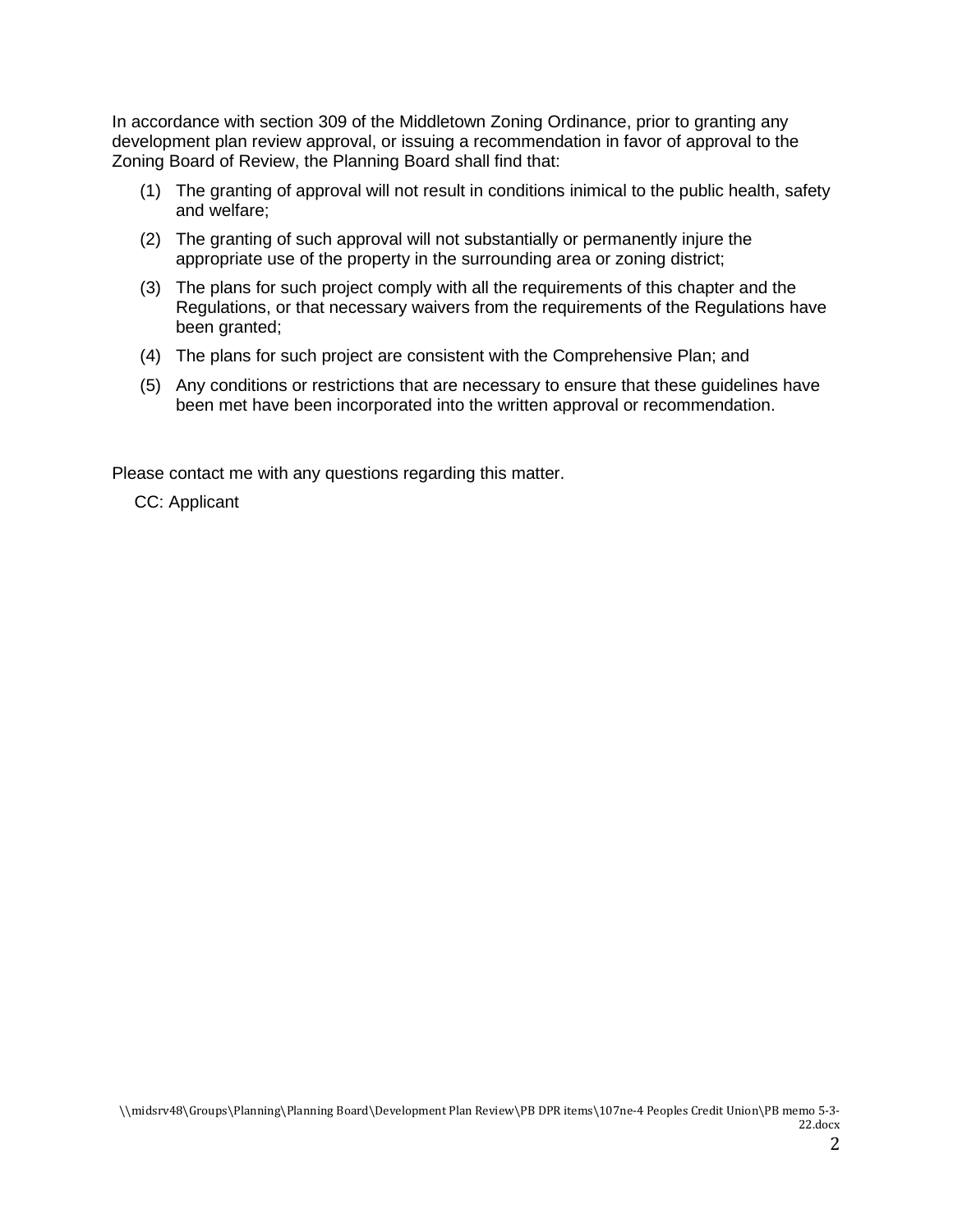In accordance with section 309 of the Middletown Zoning Ordinance, prior to granting any development plan review approval, or issuing a recommendation in favor of approval to the Zoning Board of Review, the Planning Board shall find that:

(1) The granting of approval will not result in conditions inimical to the public health, safety and welfare;

(2) The granting of such approval will not substantially or permanently injure the appropriate use of the property in the surrounding area or zoning district;

(3) The plans for such project comply with all the requirements of this chapter and the Regulations, or that necessary waivers from the requirements of the Regulations have been granted;

(4) The plans for such project are consistent with the Comprehensive Plan; and

(5) Any conditions or restrictions that are necessary to ensure that these guidelines have been met have been incorporated into the written approval or recommendation.

Please contact me with any questions regarding this matter.

CC: Applicant

\\midsrv48\Groups\Planning\Planning Board\Development Plan Review\PB DPR items\107ne-4 Peoples Credit Union\PB memo 5-3-22.docx